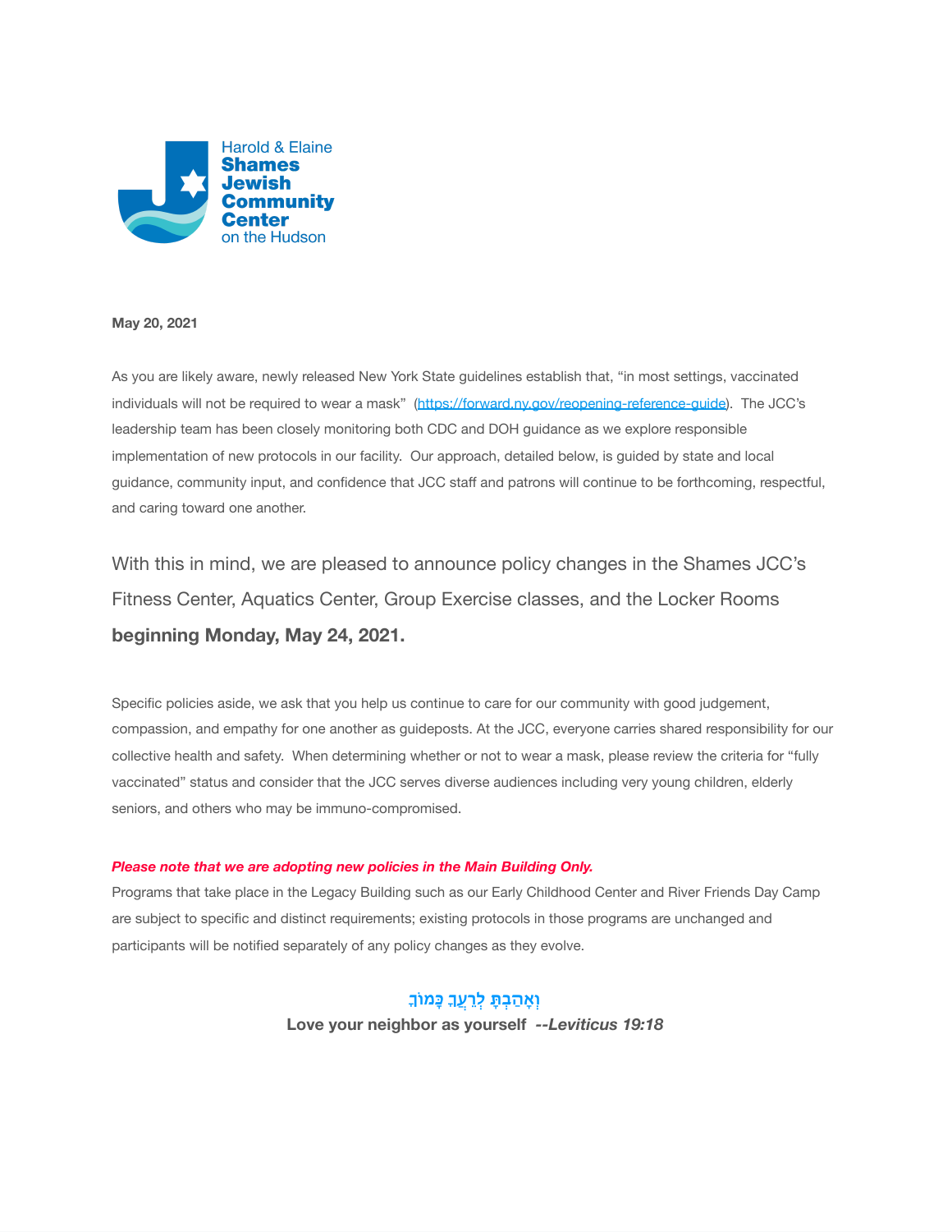Harold & Elaine
**Shames Jewish Community Center**
on the Hudson

**May 20, 2021**

As you are likely aware, newly released New York State guidelines establish that, "in most settings, vaccinated individuals will not be required to wear a mask" (https://forward.ny.gov/reopening-reference-guide). The JCC's leadership team has been closely monitoring both CDC and DOH guidance as we explore responsible implementation of new protocols in our facility. Our approach, detailed below, is guided by state and local guidance, community input, and confidence that JCC staff and patrons will continue to be forthcoming, respectful, and caring toward one another.

With this in mind, we are pleased to announce policy changes in the Shames JCC's Fitness Center, Aquatics Center, Group Exercise classes, and the Locker Rooms **beginning Monday, May 24, 2021.**

Specific policies aside, we ask that you help us continue to care for our community with good judgement, compassion, and empathy for one another as guideposts. At the JCC, everyone carries shared responsibility for our collective health and safety. When determining whether or not to wear a mask, please review the criteria for "fully vaccinated" status and consider that the JCC serves diverse audiences including very young children, elderly seniors, and others who may be immuno-compromised.

***Please note that we are adopting new policies in the Main Building Only.***
Programs that take place in the Legacy Building such as our Early Childhood Center and River Friends Day Camp are subject to specific and distinct requirements; existing protocols in those programs are unchanged and participants will be notified separately of any policy changes as they evolve.

**וְאָהַבְתָּ לְרֵעֲךָ כָּמוֹךָ**

**Love your neighbor as yourself *--Leviticus 19:18***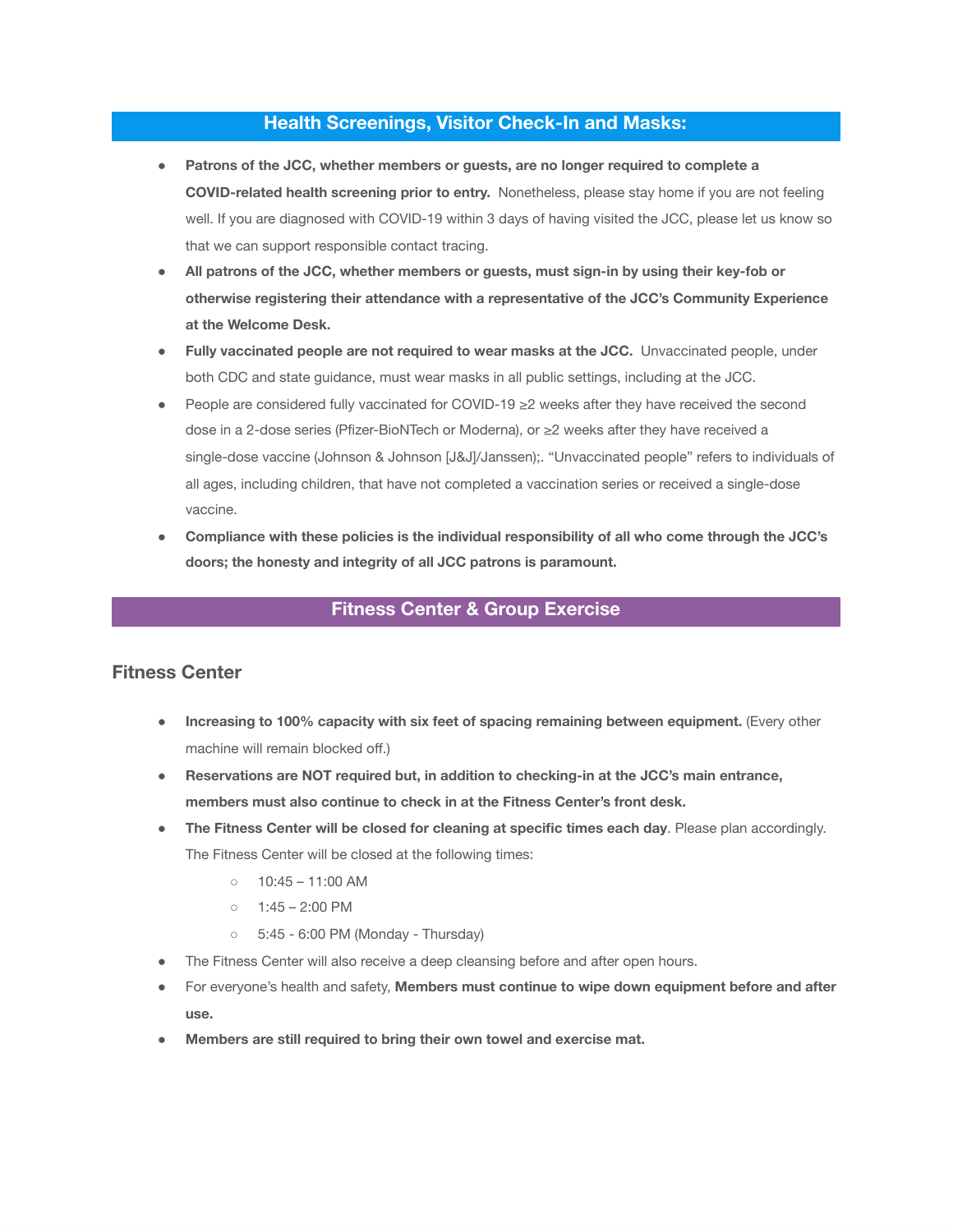## Health Screenings, Visitor Check-In and Masks:

- **Patrons of the JCC, whether members or guests, are no longer required to complete a COVID-related health screening prior to entry.** Nonetheless, please stay home if you are not feeling well. If you are diagnosed with COVID-19 within 3 days of having visited the JCC, please let us know so that we can support responsible contact tracing.
- **All patrons of the JCC, whether members or guests, must sign-in by using their key-fob or otherwise registering their attendance with a representative of the JCC's Community Experience at the Welcome Desk.**
- **Fully vaccinated people are not required to wear masks at the JCC.** Unvaccinated people, under both CDC and state guidance, must wear masks in all public settings, including at the JCC.
- People are considered fully vaccinated for COVID-19 ≥2 weeks after they have received the second dose in a 2-dose series (Pfizer-BioNTech or Moderna), or ≥2 weeks after they have received a single-dose vaccine (Johnson & Johnson [J&J]/Janssen);. "Unvaccinated people" refers to individuals of all ages, including children, that have not completed a vaccination series or received a single-dose vaccine.
- **Compliance with these policies is the individual responsibility of all who come through the JCC's doors; the honesty and integrity of all JCC patrons is paramount.**

## Fitness Center & Group Exercise

### Fitness Center

- **Increasing to 100% capacity with six feet of spacing remaining between equipment.** (Every other machine will remain blocked off.)
- **Reservations are NOT required but, in addition to checking-in at the JCC's main entrance, members must also continue to check in at the Fitness Center's front desk.**
- **The Fitness Center will be closed for cleaning at specific times each day**. Please plan accordingly. The Fitness Center will be closed at the following times:
  - 10:45 – 11:00 AM
  - 1:45 – 2:00 PM
  - 5:45 - 6:00 PM (Monday - Thursday)
- The Fitness Center will also receive a deep cleansing before and after open hours.
- For everyone's health and safety, **Members must continue to wipe down equipment before and after use.**
- **Members are still required to bring their own towel and exercise mat.**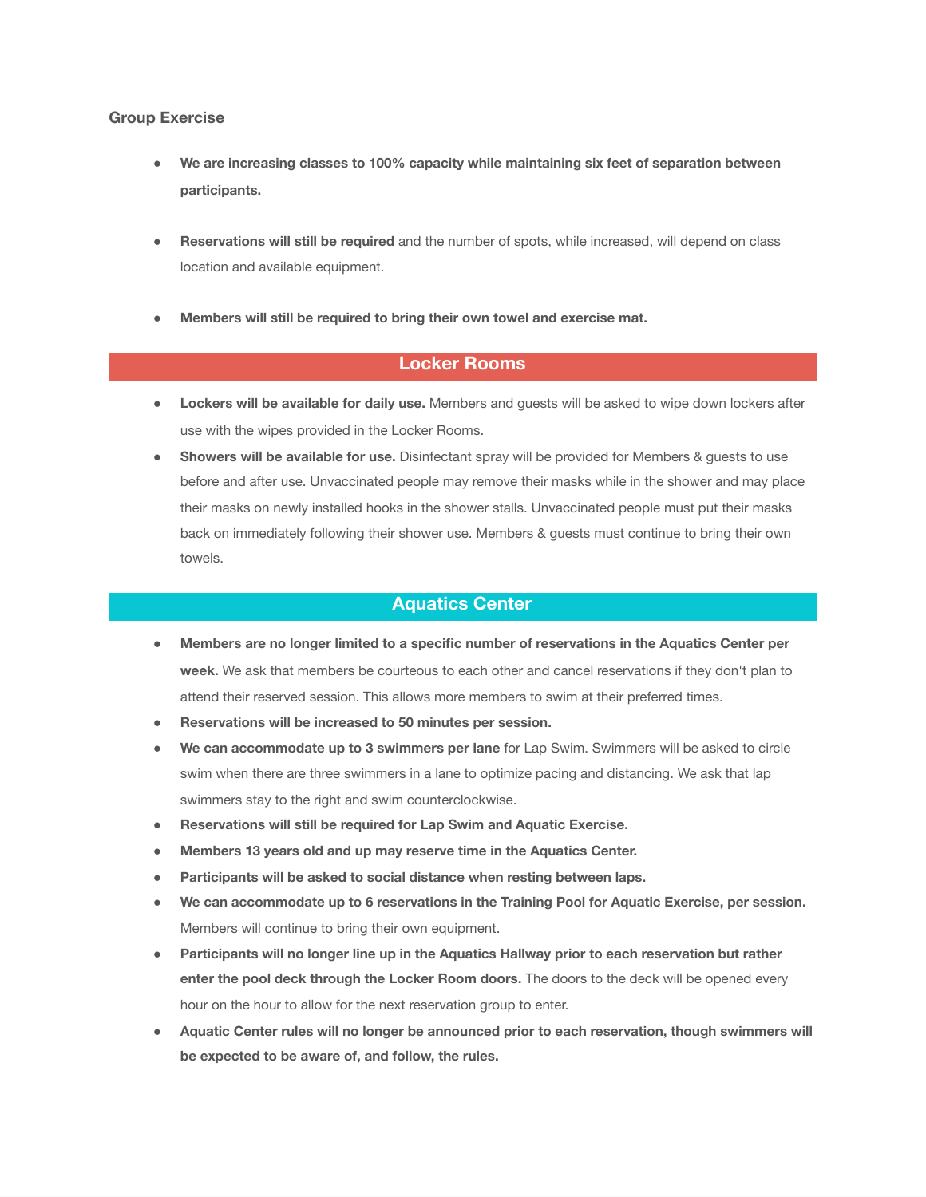### Group Exercise

- **We are increasing classes to 100% capacity while maintaining six feet of separation between participants.**

- **Reservations will still be required** and the number of spots, while increased, will depend on class location and available equipment.

- **Members will still be required to bring their own towel and exercise mat.**

## Locker Rooms

- **Lockers will be available for daily use.** Members and guests will be asked to wipe down lockers after use with the wipes provided in the Locker Rooms.
- **Showers will be available for use.** Disinfectant spray will be provided for Members & guests to use before and after use. Unvaccinated people may remove their masks while in the shower and may place their masks on newly installed hooks in the shower stalls. Unvaccinated people must put their masks back on immediately following their shower use. Members & guests must continue to bring their own towels.

## Aquatics Center

- **Members are no longer limited to a specific number of reservations in the Aquatics Center per week.** We ask that members be courteous to each other and cancel reservations if they don't plan to attend their reserved session. This allows more members to swim at their preferred times.
- **Reservations will be increased to 50 minutes per session.**
- **We can accommodate up to 3 swimmers per lane** for Lap Swim. Swimmers will be asked to circle swim when there are three swimmers in a lane to optimize pacing and distancing. We ask that lap swimmers stay to the right and swim counterclockwise.
- **Reservations will still be required for Lap Swim and Aquatic Exercise.**
- **Members 13 years old and up may reserve time in the Aquatics Center.**
- **Participants will be asked to social distance when resting between laps.**
- **We can accommodate up to 6 reservations in the Training Pool for Aquatic Exercise, per session.** Members will continue to bring their own equipment.
- **Participants will no longer line up in the Aquatics Hallway prior to each reservation but rather enter the pool deck through the Locker Room doors.** The doors to the deck will be opened every hour on the hour to allow for the next reservation group to enter.
- **Aquatic Center rules will no longer be announced prior to each reservation, though swimmers will be expected to be aware of, and follow, the rules.**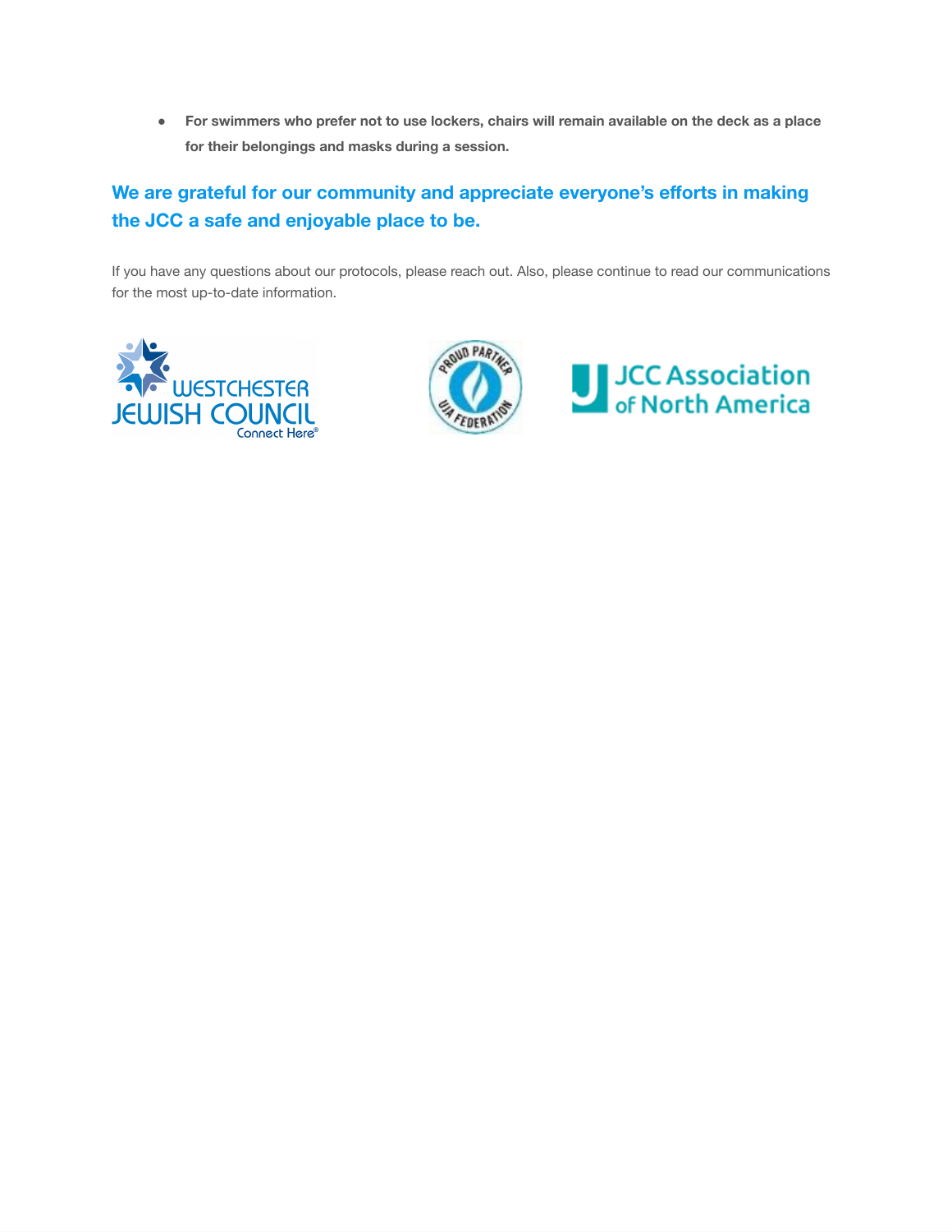- **For swimmers who prefer not to use lockers, chairs will remain available on the deck as a place for their belongings and masks during a session.**

## We are grateful for our community and appreciate everyone's efforts in making the JCC a safe and enjoyable place to be.

If you have any questions about our protocols, please reach out. Also, please continue to read our communications for the most up-to-date information.

WESTCHESTER JEWISH COUNCIL
Connect Here®

PROUD PARTNER
UJA FEDERATION

JCC Association of North America